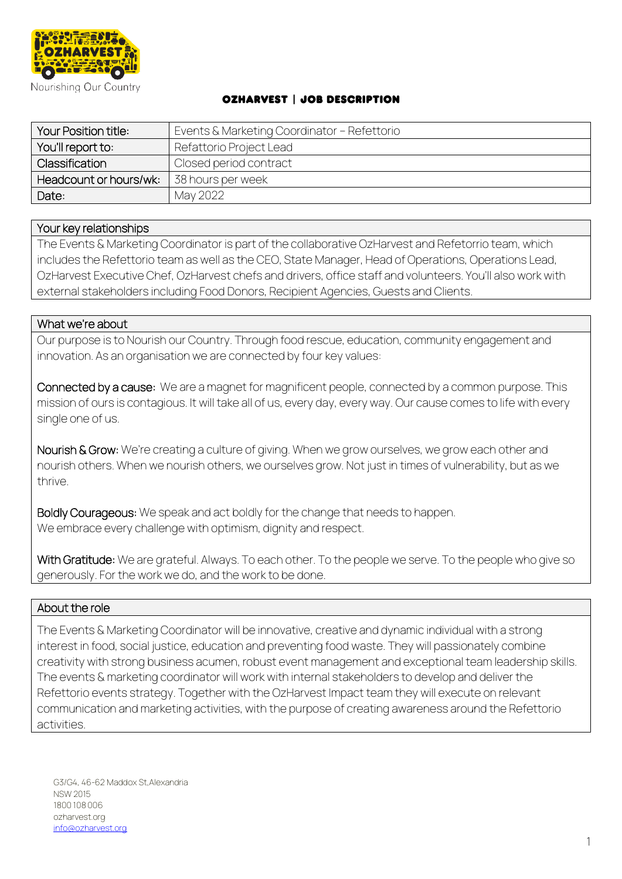Nourishing Our Country

# OZHARVEST | JOB DESCRIPTION

| Your Position title: | Events & Marketing Coordinator – Refettorio |
| --- | --- |
| You'll report to: | Refattorio Project Lead |
| Classification | Closed period contract |
| Headcount or hours/wk: | 38 hours per week |
| Date: | May 2022 |

## Your key relationships

The Events & Marketing Coordinator is part of the collaborative OzHarvest and Refetorrio team, which includes the Refettorio team as well as the CEO, State Manager, Head of Operations, Operations Lead, OzHarvest Executive Chef, OzHarvest chefs and drivers, office staff and volunteers. You'll also work with external stakeholders including Food Donors, Recipient Agencies, Guests and Clients.

## What we're about

Our purpose is to Nourish our Country. Through food rescue, education, community engagement and innovation. As an organisation we are connected by four key values:

Connected by a cause: We are a magnet for magnificent people, connected by a common purpose. This mission of ours is contagious. It will take all of us, every day, every way. Our cause comes to life with every single one of us.

Nourish & Grow: We're creating a culture of giving. When we grow ourselves, we grow each other and nourish others. When we nourish others, we ourselves grow. Not just in times of vulnerability, but as we thrive.

Boldly Courageous: We speak and act boldly for the change that needs to happen.
We embrace every challenge with optimism, dignity and respect.

With Gratitude: We are grateful. Always. To each other. To the people we serve. To the people who give so generously. For the work we do, and the work to be done.

## About the role

The Events & Marketing Coordinator will be innovative, creative and dynamic individual with a strong interest in food, social justice, education and preventing food waste. They will passionately combine creativity with strong business acumen, robust event management and exceptional team leadership skills. The events & marketing coordinator will work with internal stakeholders to develop and deliver the Refettorio events strategy. Together with the OzHarvest Impact team they will execute on relevant communication and marketing activities, with the purpose of creating awareness around the Refettorio activities.

G3/G4, 46-62 Maddox St,Alexandria
NSW 2015
1800 108 006
ozharvest.org
info@ozharvest.org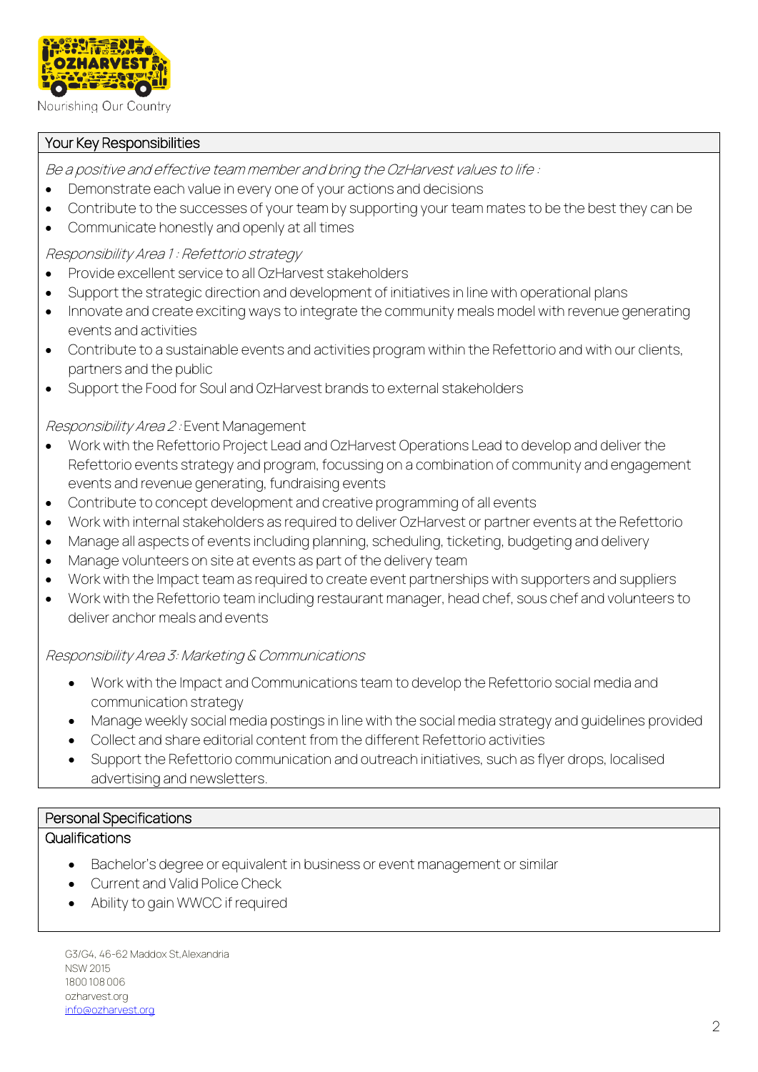## Your Key Responsibilities

*Be a positive and effective team member and bring the OzHarvest values to life :*

- Demonstrate each value in every one of your actions and decisions
- Contribute to the successes of your team by supporting your team mates to be the best they can be
- Communicate honestly and openly at all times

*Responsibility Area 1 : Refettorio strategy*

- Provide excellent service to all OzHarvest stakeholders
- Support the strategic direction and development of initiatives in line with operational plans
- Innovate and create exciting ways to integrate the community meals model with revenue generating events and activities
- Contribute to a sustainable events and activities program within the Refettorio and with our clients, partners and the public
- Support the Food for Soul and OzHarvest brands to external stakeholders

*Responsibility Area 2 :* Event Management

- Work with the Refettorio Project Lead and OzHarvest Operations Lead to develop and deliver the Refettorio events strategy and program, focussing on a combination of community and engagement events and revenue generating, fundraising events
- Contribute to concept development and creative programming of all events
- Work with internal stakeholders as required to deliver OzHarvest or partner events at the Refettorio
- Manage all aspects of events including planning, scheduling, ticketing, budgeting and delivery
- Manage volunteers on site at events as part of the delivery team
- Work with the Impact team as required to create event partnerships with supporters and suppliers
- Work with the Refettorio team including restaurant manager, head chef, sous chef and volunteers to deliver anchor meals and events

*Responsibility Area 3: Marketing & Communications*

- Work with the Impact and Communications team to develop the Refettorio social media and communication strategy
- Manage weekly social media postings in line with the social media strategy and guidelines provided
- Collect and share editorial content from the different Refettorio activities
- Support the Refettorio communication and outreach initiatives, such as flyer drops, localised advertising and newsletters.

## Personal Specifications

### Qualifications

- Bachelor's degree or equivalent in business or event management or similar
- Current and Valid Police Check
- Ability to gain WWCC if required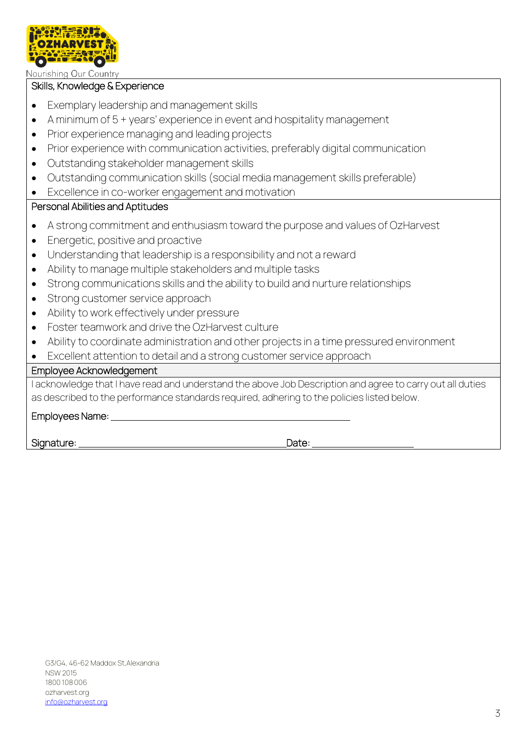Nourishing Our Country

## Skills, Knowledge & Experience

- Exemplary leadership and management skills
- A minimum of 5 + years' experience in event and hospitality management
- Prior experience managing and leading projects
- Prior experience with communication activities, preferably digital communication
- Outstanding stakeholder management skills
- Outstanding communication skills (social media management skills preferable)
- Excellence in co-worker engagement and motivation

## Personal Abilities and Aptitudes

- A strong commitment and enthusiasm toward the purpose and values of OzHarvest
- Energetic, positive and proactive
- Understanding that leadership is a responsibility and not a reward
- Ability to manage multiple stakeholders and multiple tasks
- Strong communications skills and the ability to build and nurture relationships
- Strong customer service approach
- Ability to work effectively under pressure
- Foster teamwork and drive the OzHarvest culture
- Ability to coordinate administration and other projects in a time pressured environment
- Excellent attention to detail and a strong customer service approach

## Employee Acknowledgement

I acknowledge that I have read and understand the above Job Description and agree to carry out all duties as described to the performance standards required, adhering to the policies listed below.

Employees Name: ______________________________

Signature: ______________________________ Date: ____________________

G3/G4, 46-62 Maddox St,Alexandria
NSW 2015
1800 108 006
ozharvest.org
info@ozharvest.org